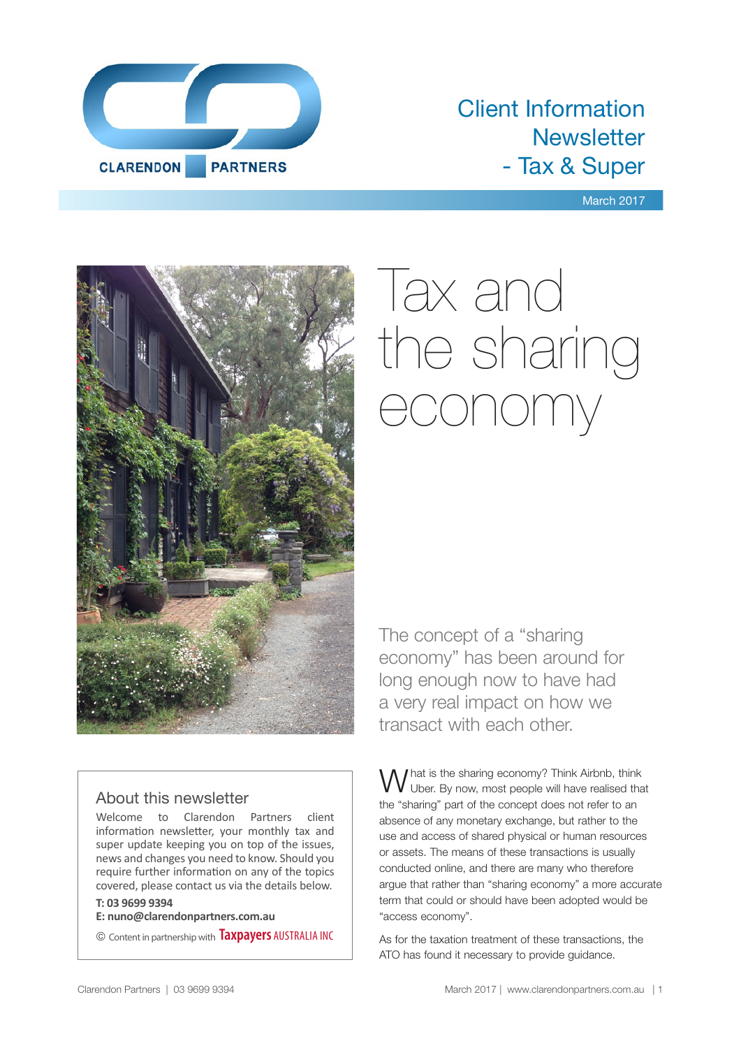CLARENDON PARTNERS

# Client Information Newsletter - Tax & Super

March 2017

# Tax and the sharing economy

The concept of a "sharing economy" has been around for long enough now to have had a very real impact on how we transact with each other.

What is the sharing economy? Think Airbnb, think Uber. By now, most people will have realised that the "sharing" part of the concept does not refer to an absence of any monetary exchange, but rather to the use and access of shared physical or human resources or assets. The means of these transactions is usually conducted online, and there are many who therefore argue that rather than "sharing economy" a more accurate term that could or should have been adopted would be "access economy".

As for the taxation treatment of these transactions, the ATO has found it necessary to provide guidance.

## About this newsletter

Welcome to Clarendon Partners client information newsletter, your monthly tax and super update keeping you on top of the issues, news and changes you need to know. Should you require further information on any of the topics covered, please contact us via the details below.

**T: 03 9699 9394**
**E: nuno@clarendonpartners.com.au**

© Content in partnership with Taxpayers AUSTRALIA INC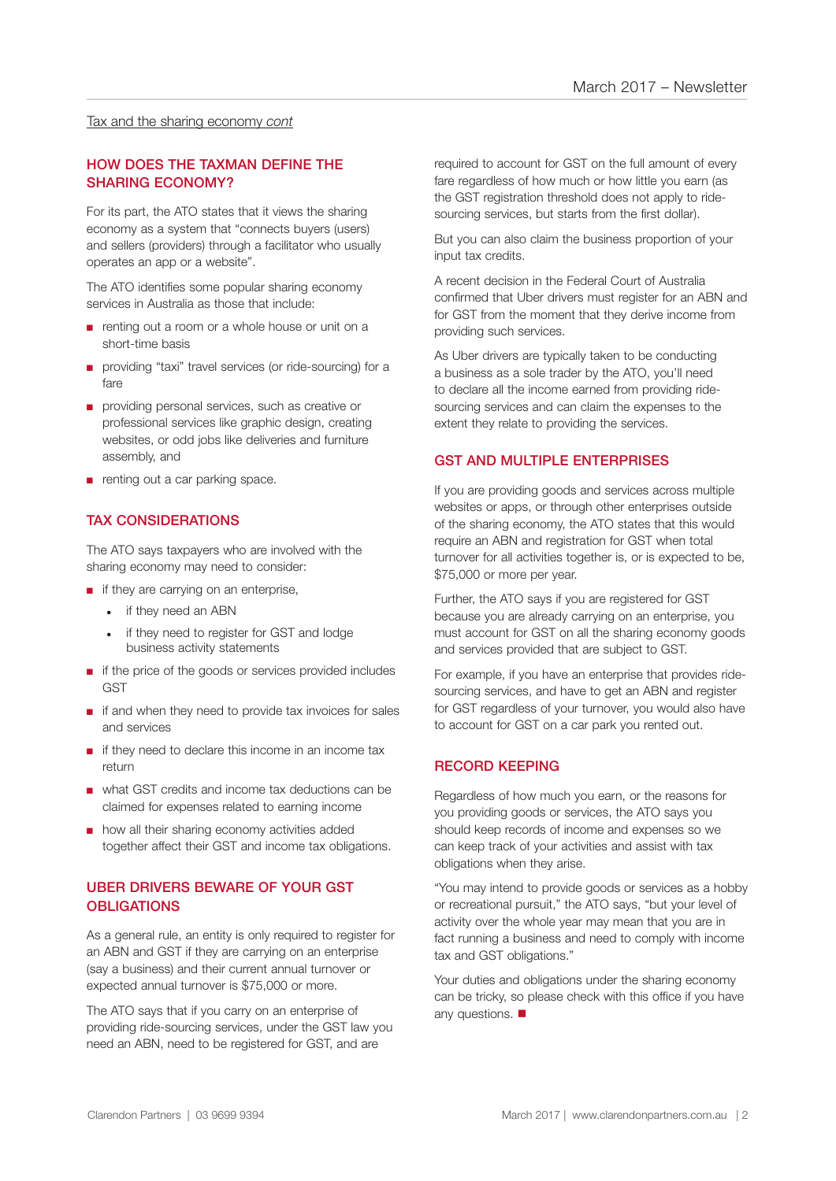Tax and the sharing economy *cont*

## HOW DOES THE TAXMAN DEFINE THE SHARING ECONOMY?

For its part, the ATO states that it views the sharing economy as a system that "connects buyers (users) and sellers (providers) through a facilitator who usually operates an app or a website".

The ATO identifies some popular sharing economy services in Australia as those that include:

- renting out a room or a whole house or unit on a short-time basis
- providing "taxi" travel services (or ride-sourcing) for a fare
- providing personal services, such as creative or professional services like graphic design, creating websites, or odd jobs like deliveries and furniture assembly, and
- renting out a car parking space.

## TAX CONSIDERATIONS

The ATO says taxpayers who are involved with the sharing economy may need to consider:

- if they are carrying on an enterprise,
  - if they need an ABN
  - if they need to register for GST and lodge business activity statements
- if the price of the goods or services provided includes GST
- if and when they need to provide tax invoices for sales and services
- if they need to declare this income in an income tax return
- what GST credits and income tax deductions can be claimed for expenses related to earning income
- how all their sharing economy activities added together affect their GST and income tax obligations.

## UBER DRIVERS BEWARE OF YOUR GST OBLIGATIONS

As a general rule, an entity is only required to register for an ABN and GST if they are carrying on an enterprise (say a business) and their current annual turnover or expected annual turnover is $75,000 or more.

The ATO says that if you carry on an enterprise of providing ride-sourcing services, under the GST law you need an ABN, need to be registered for GST, and are required to account for GST on the full amount of every fare regardless of how much or how little you earn (as the GST registration threshold does not apply to ride-sourcing services, but starts from the first dollar).

But you can also claim the business proportion of your input tax credits.

A recent decision in the Federal Court of Australia confirmed that Uber drivers must register for an ABN and for GST from the moment that they derive income from providing such services.

As Uber drivers are typically taken to be conducting a business as a sole trader by the ATO, you'll need to declare all the income earned from providing ride-sourcing services and can claim the expenses to the extent they relate to providing the services.

## GST AND MULTIPLE ENTERPRISES

If you are providing goods and services across multiple websites or apps, or through other enterprises outside of the sharing economy, the ATO states that this would require an ABN and registration for GST when total turnover for all activities together is, or is expected to be, $75,000 or more per year.

Further, the ATO says if you are registered for GST because you are already carrying on an enterprise, you must account for GST on all the sharing economy goods and services provided that are subject to GST.

For example, if you have an enterprise that provides ride-sourcing services, and have to get an ABN and register for GST regardless of your turnover, you would also have to account for GST on a car park you rented out.

## RECORD KEEPING

Regardless of how much you earn, or the reasons for you providing goods or services, the ATO says you should keep records of income and expenses so we can keep track of your activities and assist with tax obligations when they arise.

"You may intend to provide goods or services as a hobby or recreational pursuit," the ATO says, "but your level of activity over the whole year may mean that you are in fact running a business and need to comply with income tax and GST obligations."

Your duties and obligations under the sharing economy can be tricky, so please check with this office if you have any questions. ■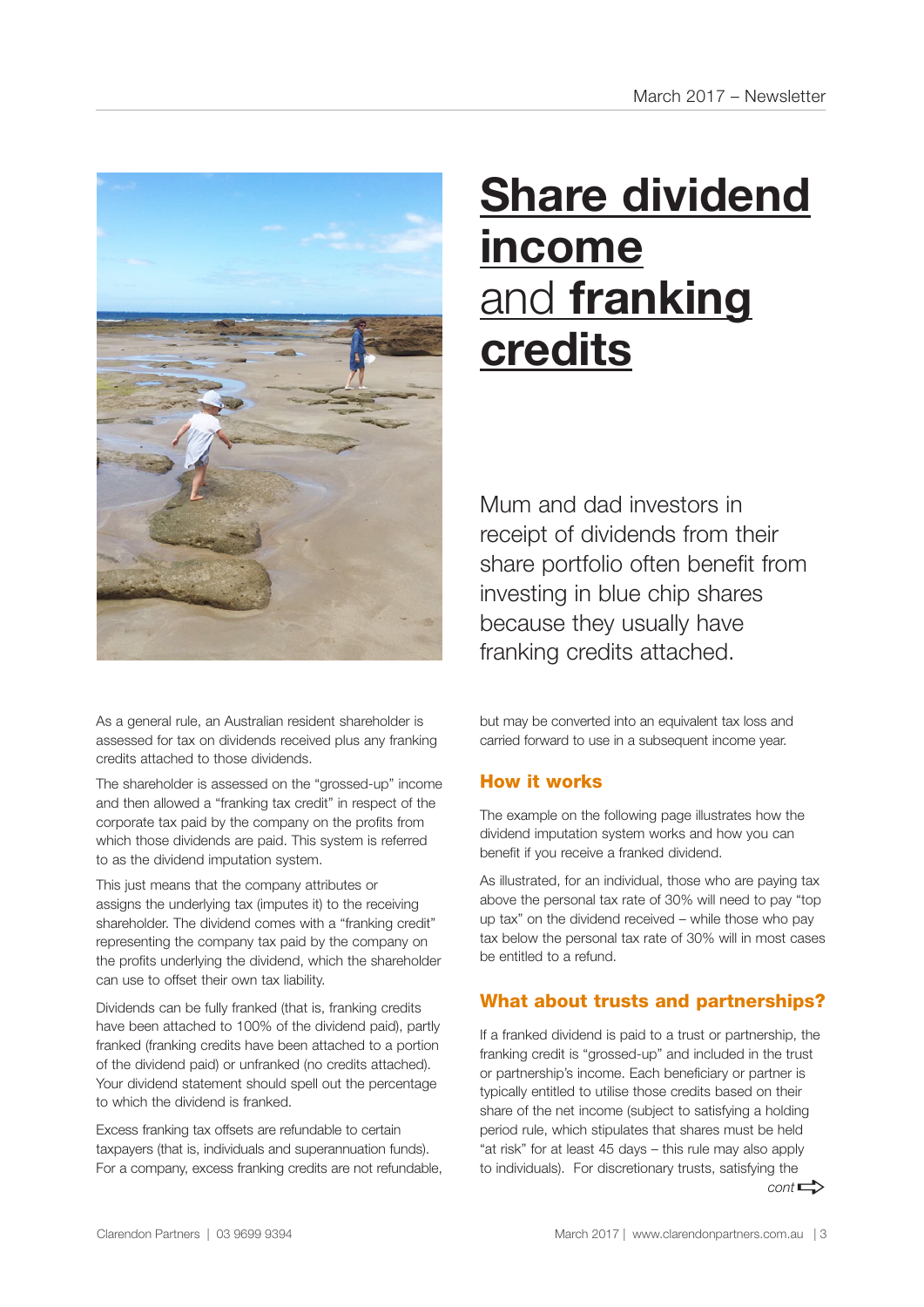# Share dividend income and franking credits

Mum and dad investors in receipt of dividends from their share portfolio often benefit from investing in blue chip shares because they usually have franking credits attached.

As a general rule, an Australian resident shareholder is assessed for tax on dividends received plus any franking credits attached to those dividends.

The shareholder is assessed on the "grossed-up" income and then allowed a "franking tax credit" in respect of the corporate tax paid by the company on the profits from which those dividends are paid. This system is referred to as the dividend imputation system.

This just means that the company attributes or assigns the underlying tax (imputes it) to the receiving shareholder. The dividend comes with a "franking credit" representing the company tax paid by the company on the profits underlying the dividend, which the shareholder can use to offset their own tax liability.

Dividends can be fully franked (that is, franking credits have been attached to 100% of the dividend paid), partly franked (franking credits have been attached to a portion of the dividend paid) or unfranked (no credits attached). Your dividend statement should spell out the percentage to which the dividend is franked.

Excess franking tax offsets are refundable to certain taxpayers (that is, individuals and superannuation funds). For a company, excess franking credits are not refundable, but may be converted into an equivalent tax loss and carried forward to use in a subsequent income year.

## How it works

The example on the following page illustrates how the dividend imputation system works and how you can benefit if you receive a franked dividend.

As illustrated, for an individual, those who are paying tax above the personal tax rate of 30% will need to pay "top up tax" on the dividend received – while those who pay tax below the personal tax rate of 30% will in most cases be entitled to a refund.

## What about trusts and partnerships?

If a franked dividend is paid to a trust or partnership, the franking credit is "grossed-up" and included in the trust or partnership's income. Each beneficiary or partner is typically entitled to utilise those credits based on their share of the net income (subject to satisfying a holding period rule, which stipulates that shares must be held "at risk" for at least 45 days – this rule may also apply to individuals). For discretionary trusts, satisfying the

*cont*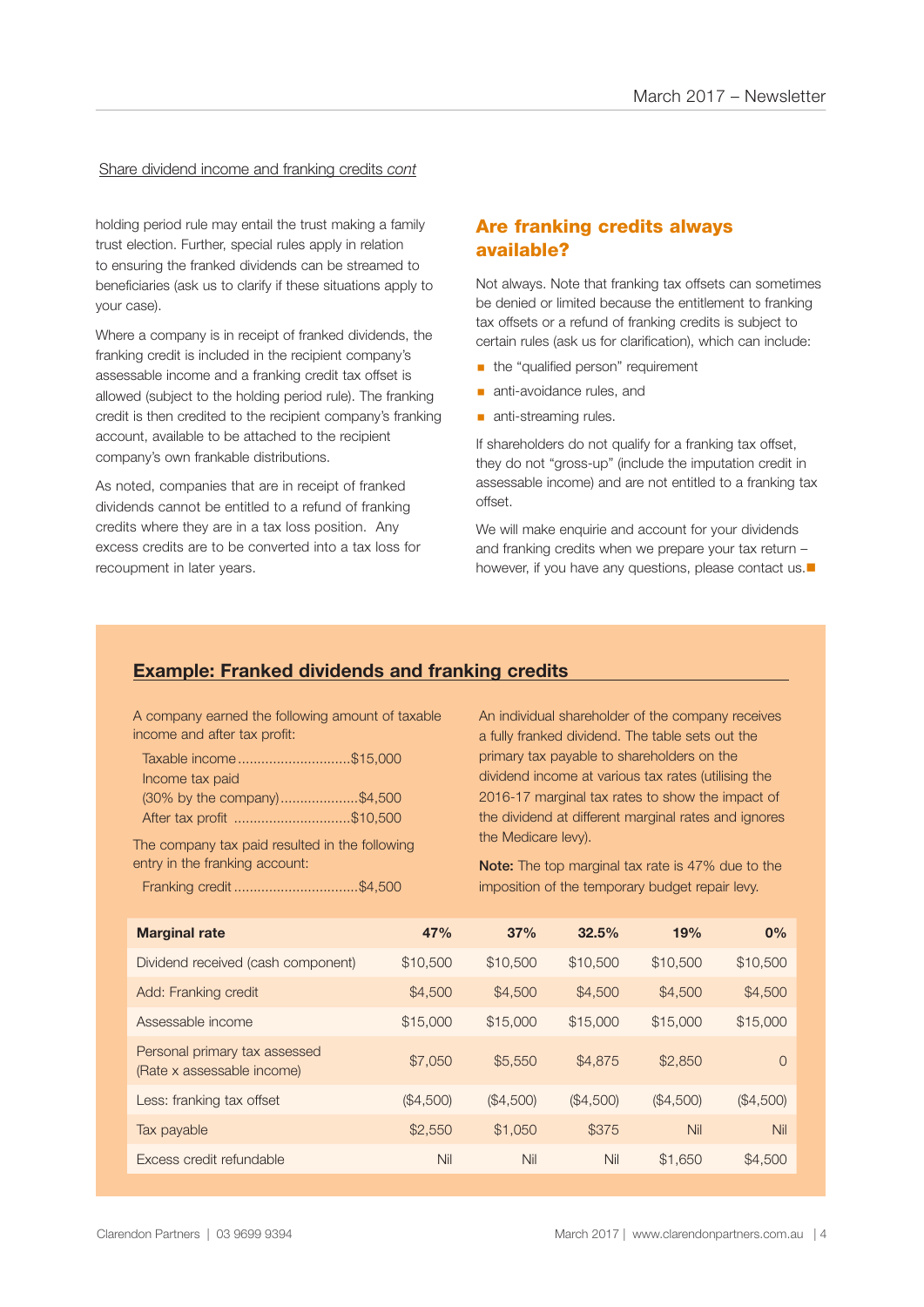Share dividend income and franking credits *cont*

holding period rule may entail the trust making a family trust election. Further, special rules apply in relation to ensuring the franked dividends can be streamed to beneficiaries (ask us to clarify if these situations apply to your case).

Where a company is in receipt of franked dividends, the franking credit is included in the recipient company's assessable income and a franking credit tax offset is allowed (subject to the holding period rule). The franking credit is then credited to the recipient company's franking account, available to be attached to the recipient company's own frankable distributions.

As noted, companies that are in receipt of franked dividends cannot be entitled to a refund of franking credits where they are in a tax loss position. Any excess credits are to be converted into a tax loss for recoupment in later years.

## Are franking credits always available?

Not always. Note that franking tax offsets can sometimes be denied or limited because the entitlement to franking tax offsets or a refund of franking credits is subject to certain rules (ask us for clarification), which can include:

- the "qualified person" requirement
- anti-avoidance rules, and
- anti-streaming rules.

If shareholders do not qualify for a franking tax offset, they do not "gross-up" (include the imputation credit in assessable income) and are not entitled to a franking tax offset.

We will make enquirie and account for your dividends and franking credits when we prepare your tax return – however, if you have any questions, please contact us.

## Example: Franked dividends and franking credits

A company earned the following amount of taxable income and after tax profit:

Taxable income ............................$15,000
Income tax paid
(30% by the company)....................$4,500
After tax profit .............................$10,500

The company tax paid resulted in the following entry in the franking account:

Franking credit ...............................$4,500

An individual shareholder of the company receives a fully franked dividend. The table sets out the primary tax payable to shareholders on the dividend income at various tax rates (utilising the 2016-17 marginal tax rates to show the impact of the dividend at different marginal rates and ignores the Medicare levy).

**Note:** The top marginal tax rate is 47% due to the imposition of the temporary budget repair levy.

| Marginal rate | 47% | 37% | 32.5% | 19% | 0% |
|---|---|---|---|---|---|
| Dividend received (cash component) | $10,500 | $10,500 | $10,500 | $10,500 | $10,500 |
| Add: Franking credit | $4,500 | $4,500 | $4,500 | $4,500 | $4,500 |
| Assessable income | $15,000 | $15,000 | $15,000 | $15,000 | $15,000 |
| Personal primary tax assessed (Rate x assessable income) | $7,050 | $5,550 | $4,875 | $2,850 | 0 |
| Less: franking tax offset | ($4,500) | ($4,500) | ($4,500) | ($4,500) | ($4,500) |
| Tax payable | $2,550 | $1,050 | $375 | Nil | Nil |
| Excess credit refundable | Nil | Nil | Nil | $1,650 | $4,500 |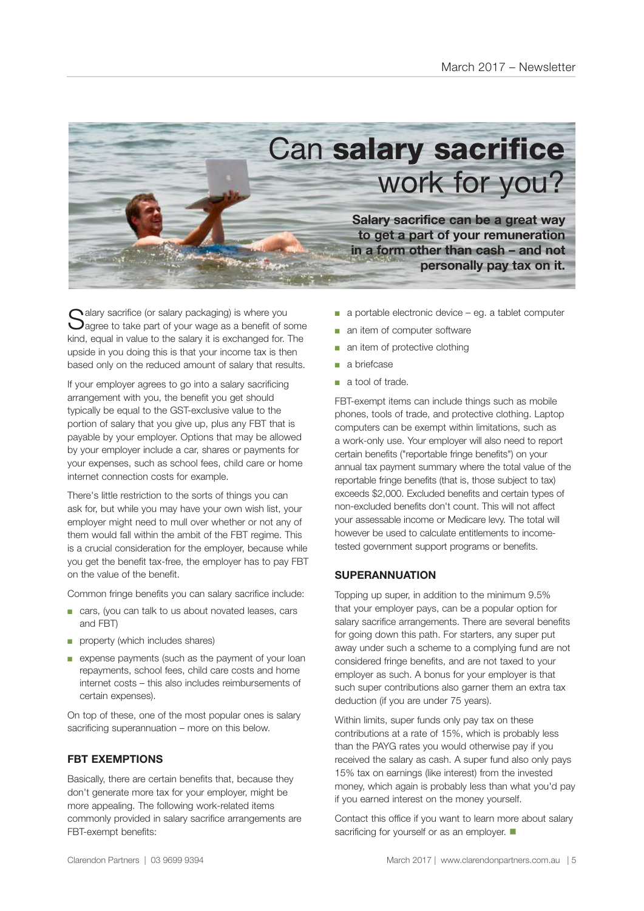# Can **salary sacrifice** work for you?

**Salary sacrifice can be a great way to get a part of your remuneration in a form other than cash – and not personally pay tax on it.**

Salary sacrifice (or salary packaging) is where you agree to take part of your wage as a benefit of some kind, equal in value to the salary it is exchanged for. The upside in you doing this is that your income tax is then based only on the reduced amount of salary that results.

If your employer agrees to go into a salary sacrificing arrangement with you, the benefit you get should typically be equal to the GST-exclusive value to the portion of salary that you give up, plus any FBT that is payable by your employer. Options that may be allowed by your employer include a car, shares or payments for your expenses, such as school fees, child care or home internet connection costs for example.

There's little restriction to the sorts of things you can ask for, but while you may have your own wish list, your employer might need to mull over whether or not any of them would fall within the ambit of the FBT regime. This is a crucial consideration for the employer, because while you get the benefit tax-free, the employer has to pay FBT on the value of the benefit.

Common fringe benefits you can salary sacrifice include:

- cars, (you can talk to us about novated leases, cars and FBT)
- property (which includes shares)
- expense payments (such as the payment of your loan repayments, school fees, child care costs and home internet costs – this also includes reimbursements of certain expenses).

On top of these, one of the most popular ones is salary sacrificing superannuation – more on this below.

## FBT EXEMPTIONS

Basically, there are certain benefits that, because they don't generate more tax for your employer, might be more appealing. The following work-related items commonly provided in salary sacrifice arrangements are FBT-exempt benefits:

- a portable electronic device – eg. a tablet computer
- an item of computer software
- an item of protective clothing
- a briefcase
- a tool of trade.

FBT-exempt items can include things such as mobile phones, tools of trade, and protective clothing. Laptop computers can be exempt within limitations, such as a work-only use. Your employer will also need to report certain benefits ("reportable fringe benefits") on your annual tax payment summary where the total value of the reportable fringe benefits (that is, those subject to tax) exceeds $2,000. Excluded benefits and certain types of non-excluded benefits don't count. This will not affect your assessable income or Medicare levy. The total will however be used to calculate entitlements to income-tested government support programs or benefits.

## SUPERANNUATION

Topping up super, in addition to the minimum 9.5% that your employer pays, can be a popular option for salary sacrifice arrangements. There are several benefits for going down this path. For starters, any super put away under such a scheme to a complying fund are not considered fringe benefits, and are not taxed to your employer as such. A bonus for your employer is that such super contributions also garner them an extra tax deduction (if you are under 75 years).

Within limits, super funds only pay tax on these contributions at a rate of 15%, which is probably less than the PAYG rates you would otherwise pay if you received the salary as cash. A super fund also only pays 15% tax on earnings (like interest) from the invested money, which again is probably less than what you'd pay if you earned interest on the money yourself.

Contact this office if you want to learn more about salary sacrificing for yourself or as an employer. ■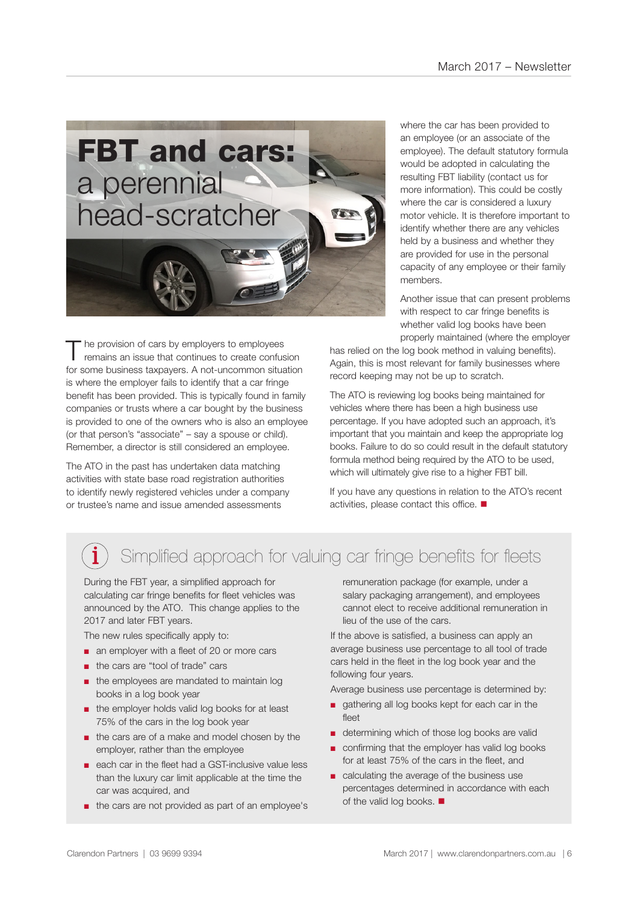# FBT and cars: a perennial head-scratcher

The provision of cars by employers to employees remains an issue that continues to create confusion for some business taxpayers. A not-uncommon situation is where the employer fails to identify that a car fringe benefit has been provided. This is typically found in family companies or trusts where a car bought by the business is provided to one of the owners who is also an employee (or that person's "associate" – say a spouse or child). Remember, a director is still considered an employee.

The ATO in the past has undertaken data matching activities with state base road registration authorities to identify newly registered vehicles under a company or trustee's name and issue amended assessments where the car has been provided to an employee (or an associate of the employee). The default statutory formula would be adopted in calculating the resulting FBT liability (contact us for more information). This could be costly where the car is considered a luxury motor vehicle. It is therefore important to identify whether there are any vehicles held by a business and whether they are provided for use in the personal capacity of any employee or their family members.

Another issue that can present problems with respect to car fringe benefits is whether valid log books have been properly maintained (where the employer has relied on the log book method in valuing benefits). Again, this is most relevant for family businesses where record keeping may not be up to scratch.

The ATO is reviewing log books being maintained for vehicles where there has been a high business use percentage. If you have adopted such an approach, it's important that you maintain and keep the appropriate log books. Failure to do so could result in the default statutory formula method being required by the ATO to be used, which will ultimately give rise to a higher FBT bill.

If you have any questions in relation to the ATO's recent activities, please contact this office. ■

## Simplified approach for valuing car fringe benefits for fleets

During the FBT year, a simplified approach for calculating car fringe benefits for fleet vehicles was announced by the ATO. This change applies to the 2017 and later FBT years.

The new rules specifically apply to:

- an employer with a fleet of 20 or more cars
- the cars are "tool of trade" cars
- the employees are mandated to maintain log books in a log book year
- the employer holds valid log books for at least 75% of the cars in the log book year
- the cars are of a make and model chosen by the employer, rather than the employee
- each car in the fleet had a GST-inclusive value less than the luxury car limit applicable at the time the car was acquired, and
- the cars are not provided as part of an employee's remuneration package (for example, under a salary packaging arrangement), and employees cannot elect to receive additional remuneration in lieu of the use of the cars.

If the above is satisfied, a business can apply an average business use percentage to all tool of trade cars held in the fleet in the log book year and the following four years.

Average business use percentage is determined by:

- gathering all log books kept for each car in the fleet
- determining which of those log books are valid
- confirming that the employer has valid log books for at least 75% of the cars in the fleet, and
- calculating the average of the business use percentages determined in accordance with each of the valid log books. ■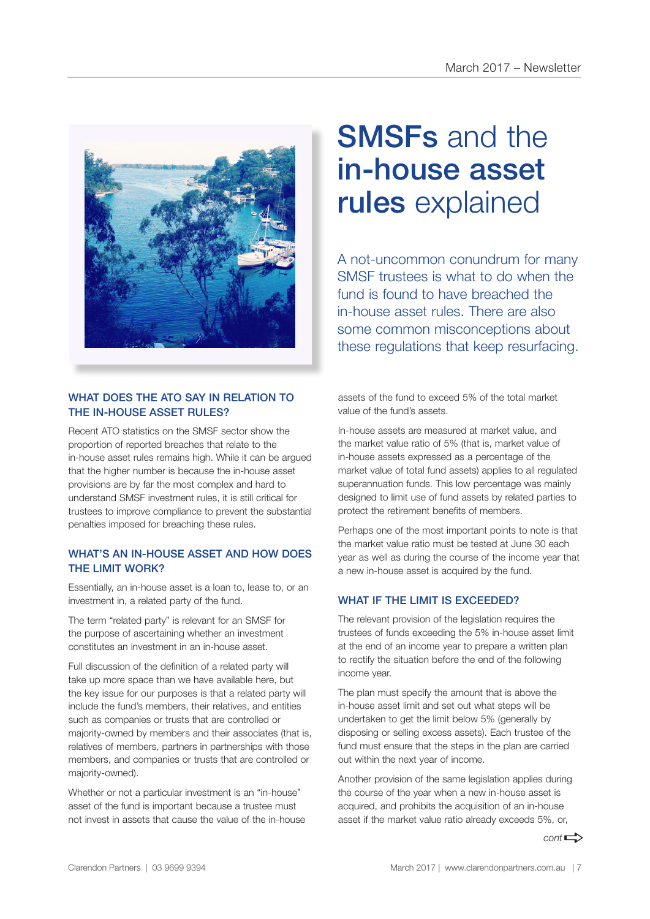# SMSFs and the in-house asset rules explained

A not-uncommon conundrum for many SMSF trustees is what to do when the fund is found to have breached the in-house asset rules. There are also some common misconceptions about these regulations that keep resurfacing.

## WHAT DOES THE ATO SAY IN RELATION TO THE IN-HOUSE ASSET RULES?

Recent ATO statistics on the SMSF sector show the proportion of reported breaches that relate to the in-house asset rules remains high. While it can be argued that the higher number is because the in-house asset provisions are by far the most complex and hard to understand SMSF investment rules, it is still critical for trustees to improve compliance to prevent the substantial penalties imposed for breaching these rules.

## WHAT'S AN IN-HOUSE ASSET AND HOW DOES THE LIMIT WORK?

Essentially, an in-house asset is a loan to, lease to, or an investment in, a related party of the fund.

The term "related party" is relevant for an SMSF for the purpose of ascertaining whether an investment constitutes an investment in an in-house asset.

Full discussion of the definition of a related party will take up more space than we have available here, but the key issue for our purposes is that a related party will include the fund's members, their relatives, and entities such as companies or trusts that are controlled or majority-owned by members and their associates (that is, relatives of members, partners in partnerships with those members, and companies or trusts that are controlled or majority-owned).

Whether or not a particular investment is an "in-house" asset of the fund is important because a trustee must not invest in assets that cause the value of the in-house assets of the fund to exceed 5% of the total market value of the fund's assets.

In-house assets are measured at market value, and the market value ratio of 5% (that is, market value of in-house assets expressed as a percentage of the market value of total fund assets) applies to all regulated superannuation funds. This low percentage was mainly designed to limit use of fund assets by related parties to protect the retirement benefits of members.

Perhaps one of the most important points to note is that the market value ratio must be tested at June 30 each year as well as during the course of the income year that a new in-house asset is acquired by the fund.

## WHAT IF THE LIMIT IS EXCEEDED?

The relevant provision of the legislation requires the trustees of funds exceeding the 5% in-house asset limit at the end of an income year to prepare a written plan to rectify the situation before the end of the following income year.

The plan must specify the amount that is above the in-house asset limit and set out what steps will be undertaken to get the limit below 5% (generally by disposing or selling excess assets). Each trustee of the fund must ensure that the steps in the plan are carried out within the next year of income.

Another provision of the same legislation applies during the course of the year when a new in-house asset is acquired, and prohibits the acquisition of an in-house asset if the market value ratio already exceeds 5%, or,

*cont* ⇨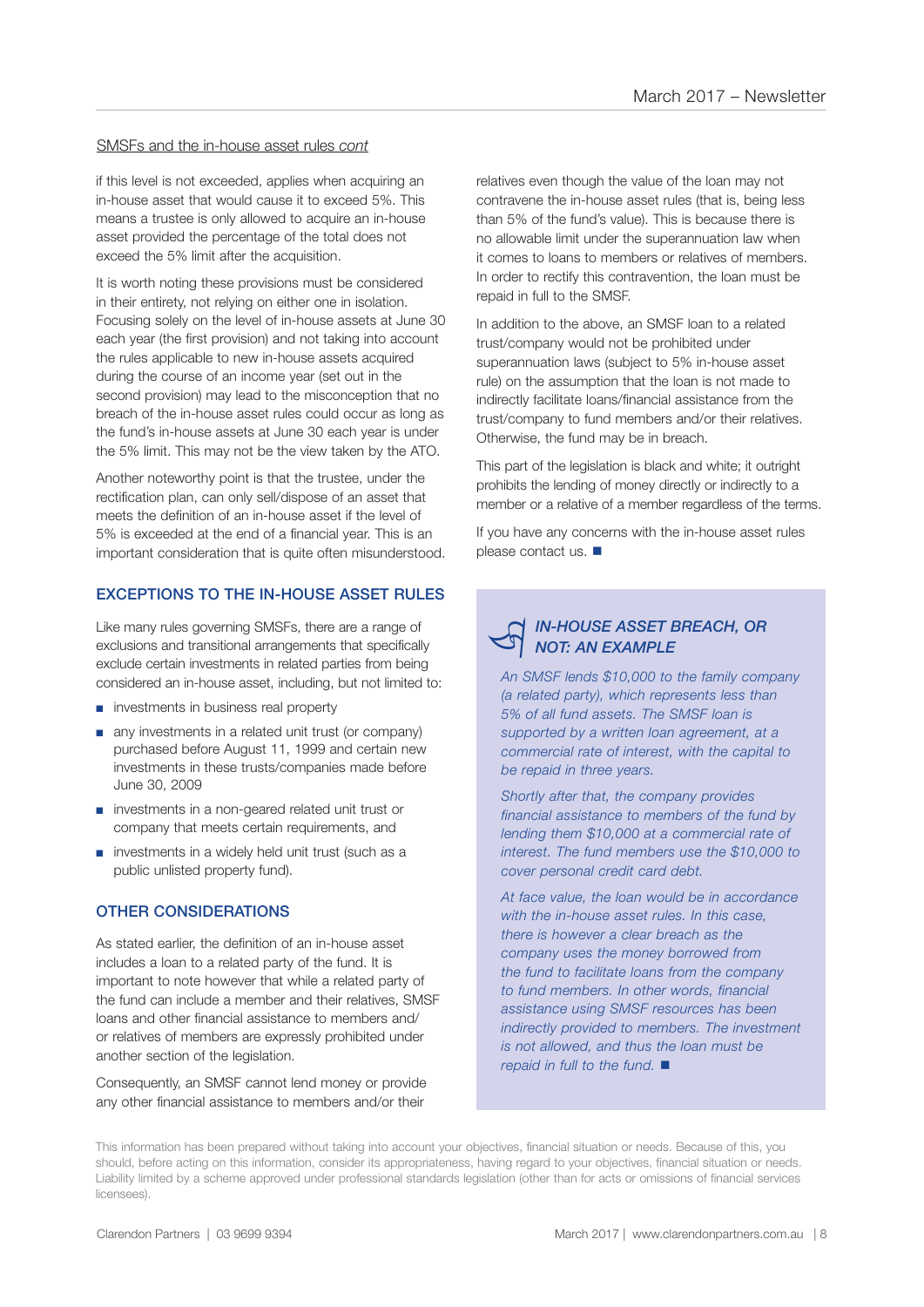SMSFs and the in-house asset rules *cont*

if this level is not exceeded, applies when acquiring an in-house asset that would cause it to exceed 5%. This means a trustee is only allowed to acquire an in-house asset provided the percentage of the total does not exceed the 5% limit after the acquisition.

It is worth noting these provisions must be considered in their entirety, not relying on either one in isolation. Focusing solely on the level of in-house assets at June 30 each year (the first provision) and not taking into account the rules applicable to new in-house assets acquired during the course of an income year (set out in the second provision) may lead to the misconception that no breach of the in-house asset rules could occur as long as the fund's in-house assets at June 30 each year is under the 5% limit. This may not be the view taken by the ATO.

Another noteworthy point is that the trustee, under the rectification plan, can only sell/dispose of an asset that meets the definition of an in-house asset if the level of 5% is exceeded at the end of a financial year. This is an important consideration that is quite often misunderstood.

## EXCEPTIONS TO THE IN-HOUSE ASSET RULES

Like many rules governing SMSFs, there are a range of exclusions and transitional arrangements that specifically exclude certain investments in related parties from being considered an in-house asset, including, but not limited to:

- investments in business real property
- any investments in a related unit trust (or company) purchased before August 11, 1999 and certain new investments in these trusts/companies made before June 30, 2009
- investments in a non-geared related unit trust or company that meets certain requirements, and
- investments in a widely held unit trust (such as a public unlisted property fund).

## OTHER CONSIDERATIONS

As stated earlier, the definition of an in-house asset includes a loan to a related party of the fund. It is important to note however that while a related party of the fund can include a member and their relatives, SMSF loans and other financial assistance to members and/or relatives of members are expressly prohibited under another section of the legislation.

Consequently, an SMSF cannot lend money or provide any other financial assistance to members and/or their relatives even though the value of the loan may not contravene the in-house asset rules (that is, being less than 5% of the fund's value). This is because there is no allowable limit under the superannuation law when it comes to loans to members or relatives of members. In order to rectify this contravention, the loan must be repaid in full to the SMSF.

In addition to the above, an SMSF loan to a related trust/company would not be prohibited under superannuation laws (subject to 5% in-house asset rule) on the assumption that the loan is not made to indirectly facilitate loans/financial assistance from the trust/company to fund members and/or their relatives. Otherwise, the fund may be in breach.

This part of the legislation is black and white; it outright prohibits the lending of money directly or indirectly to a member or a relative of a member regardless of the terms.

If you have any concerns with the in-house asset rules please contact us. ■

### *IN-HOUSE ASSET BREACH, OR NOT: AN EXAMPLE*

*An SMSF lends $10,000 to the family company (a related party), which represents less than 5% of all fund assets. The SMSF loan is supported by a written loan agreement, at a commercial rate of interest, with the capital to be repaid in three years.*

*Shortly after that, the company provides financial assistance to members of the fund by lending them $10,000 at a commercial rate of interest. The fund members use the $10,000 to cover personal credit card debt.*

*At face value, the loan would be in accordance with the in-house asset rules. In this case, there is however a clear breach as the company uses the money borrowed from the fund to facilitate loans from the company to fund members. In other words, financial assistance using SMSF resources has been indirectly provided to members. The investment is not allowed, and thus the loan must be repaid in full to the fund.* ■

This information has been prepared without taking into account your objectives, financial situation or needs. Because of this, you should, before acting on this information, consider its appropriateness, having regard to your objectives, financial situation or needs. Liability limited by a scheme approved under professional standards legislation (other than for acts or omissions of financial services licensees).